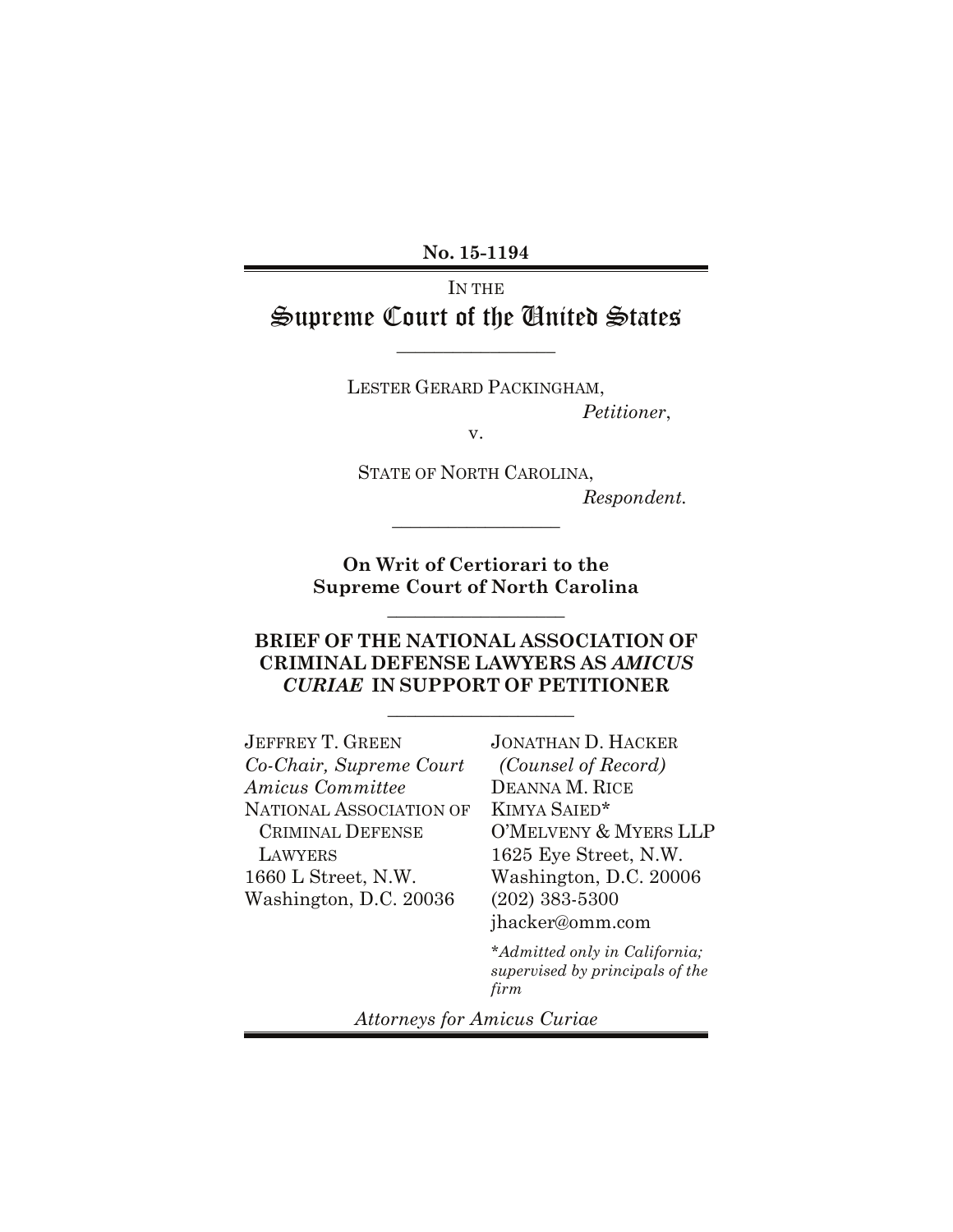**No. 15-1194**

IN THE

# Supreme Court of the United States

---

LESTER GERARD PACKINGHAM,

*Petitioner*,

v.

STATE OF NORTH CAROLINA,

*Respondent.*

---

**On Writ of Certiorari to the Supreme Court of North Carolina**

---

**BRIEF OF THE NATIONAL ASSOCIATION OF CRIMINAL DEFENSE LAWYERS AS *AMICUS CURIAE* IN SUPPORT OF PETITIONER**

---

JEFFREY T. GREEN
*Co-Chair, Supreme Court Amicus Committee*
NATIONAL ASSOCIATION OF CRIMINAL DEFENSE LAWYERS
1660 L Street, N.W.
Washington, D.C. 20036

JONATHAN D. HACKER
*(Counsel of Record)*
DEANNA M. RICE
KIMYA SAIED*
O'MELVENY & MYERS LLP
1625 Eye Street, N.W.
Washington, D.C. 20006
(202) 383-5300
jhacker@omm.com

*\*Admitted only in California; supervised by principals of the firm*

*Attorneys for Amicus Curiae*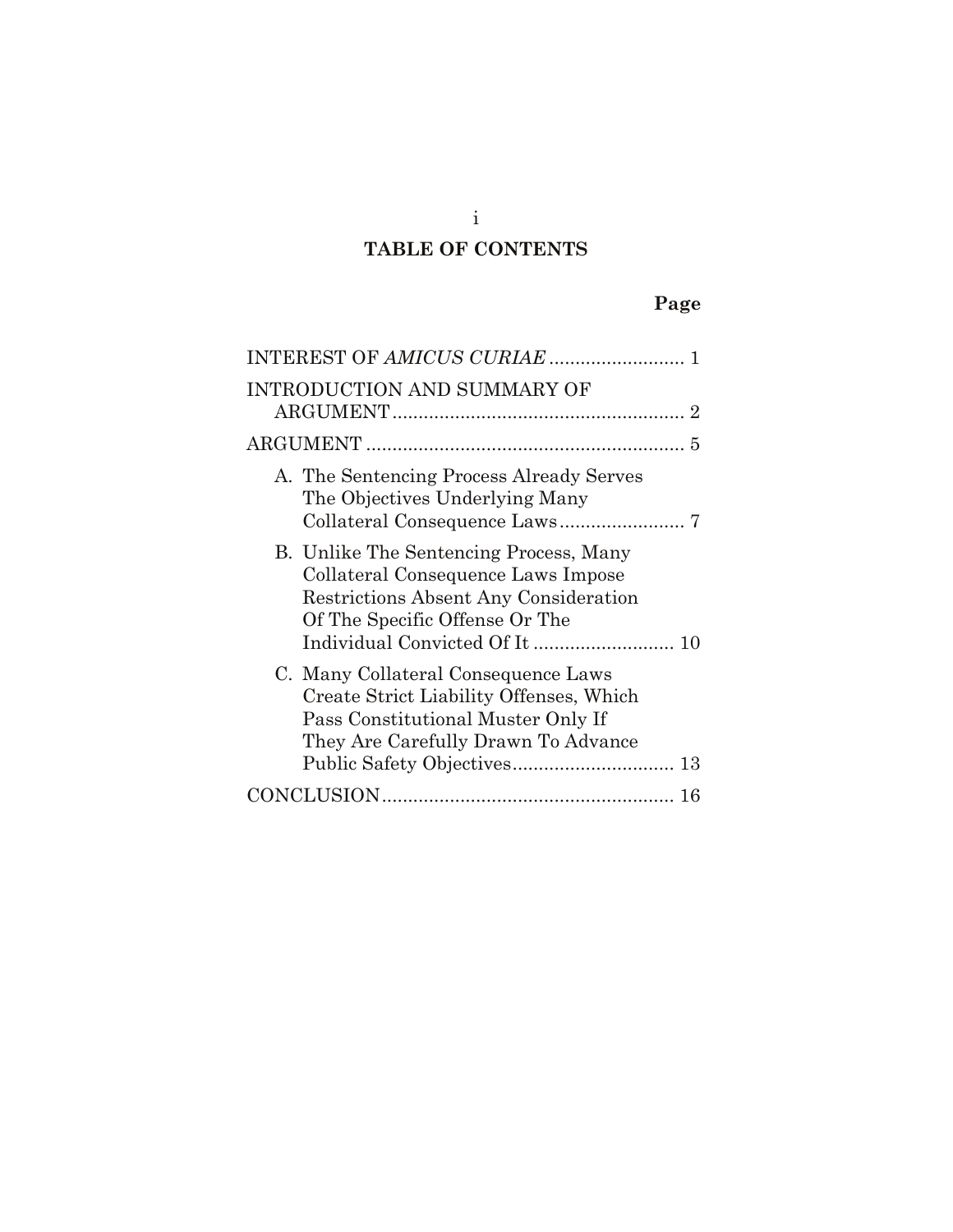# TABLE OF CONTENTS

| | Page |
|---|---|
| INTEREST OF *AMICUS CURIAE* | 1 |
| INTRODUCTION AND SUMMARY OF ARGUMENT | 2 |
| ARGUMENT | 5 |
| A. The Sentencing Process Already Serves The Objectives Underlying Many Collateral Consequence Laws | 7 |
| B. Unlike The Sentencing Process, Many Collateral Consequence Laws Impose Restrictions Absent Any Consideration Of The Specific Offense Or The Individual Convicted Of It | 10 |
| C. Many Collateral Consequence Laws Create Strict Liability Offenses, Which Pass Constitutional Muster Only If They Are Carefully Drawn To Advance Public Safety Objectives | 13 |
| CONCLUSION | 16 |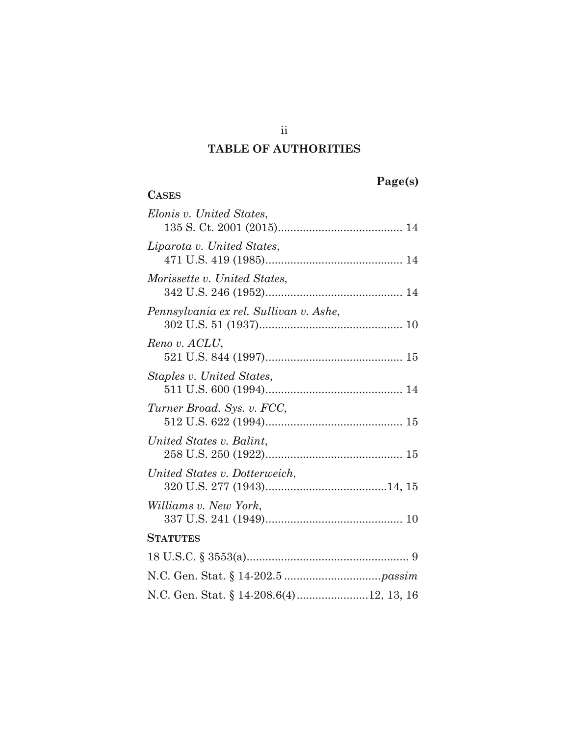# TABLE OF AUTHORITIES

**Page(s)**

**CASES**

*Elonis v. United States*,
135 S. Ct. 2001 (2015)........................................ 14

*Liparota v. United States*,
471 U.S. 419 (1985)............................................ 14

*Morissette v. United States*,
342 U.S. 246 (1952)............................................ 14

*Pennsylvania ex rel. Sullivan v. Ashe*,
302 U.S. 51 (1937).............................................. 10

*Reno v. ACLU*,
521 U.S. 844 (1997)............................................ 15

*Staples v. United States*,
511 U.S. 600 (1994)............................................ 14

*Turner Broad. Sys. v. FCC*,
512 U.S. 622 (1994)............................................ 15

*United States v. Balint*,
258 U.S. 250 (1922)............................................ 15

*United States v. Dotterweich*,
320 U.S. 277 (1943).......................................14, 15

*Williams v. New York*,
337 U.S. 241 (1949)............................................ 10

**STATUTES**

18 U.S.C. § 3553(a).................................................... 9

N.C. Gen. Stat. § 14-202.5 ...............................*passim*

N.C. Gen. Stat. § 14-208.6(4).......................12, 13, 16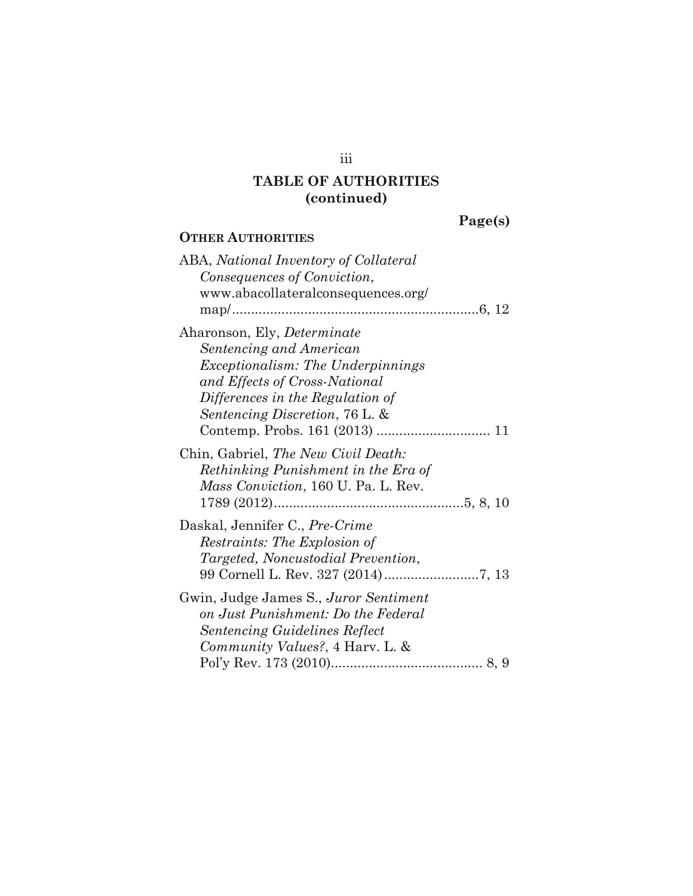## TABLE OF AUTHORITIES (continued)

**Page(s)**

**OTHER AUTHORITIES**

ABA, *National Inventory of Collateral Consequences of Conviction*, www.abacollateralconsequences.org/map/ .......... 6, 12

Aharonson, Ely, *Determinate Sentencing and American Exceptionalism: The Underpinnings and Effects of Cross-National Differences in the Regulation of Sentencing Discretion*, 76 L. & Contemp. Probs. 161 (2013) .......... 11

Chin, Gabriel, *The New Civil Death: Rethinking Punishment in the Era of Mass Conviction*, 160 U. Pa. L. Rev. 1789 (2012) .......... 5, 8, 10

Daskal, Jennifer C., *Pre-Crime Restraints: The Explosion of Targeted, Noncustodial Prevention*, 99 Cornell L. Rev. 327 (2014) .......... 7, 13

Gwin, Judge James S., *Juror Sentiment on Just Punishment: Do the Federal Sentencing Guidelines Reflect Community Values?*, 4 Harv. L. & Pol'y Rev. 173 (2010) .......... 8, 9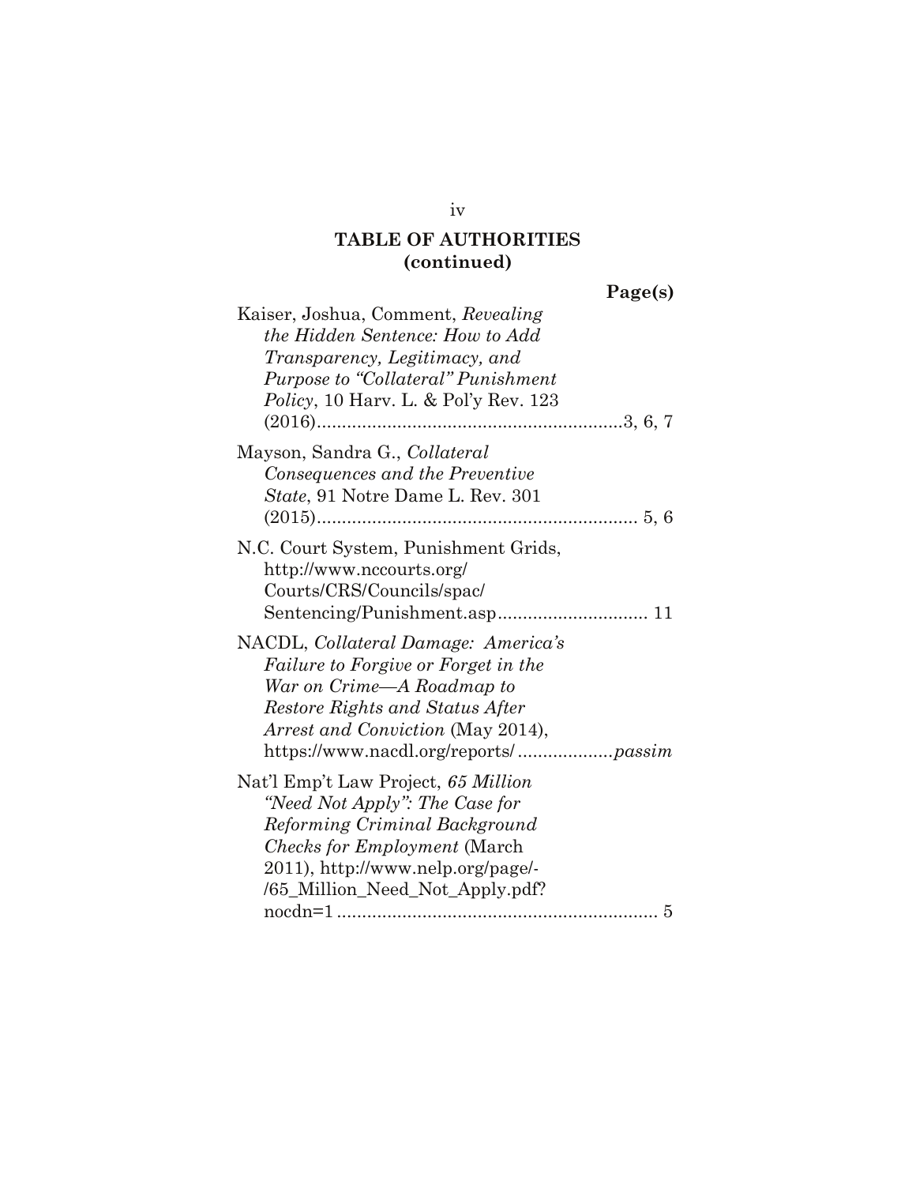**TABLE OF AUTHORITIES (continued)**

**Page(s)**

Kaiser, Joshua, Comment, *Revealing the Hidden Sentence: How to Add Transparency, Legitimacy, and Purpose to "Collateral" Punishment Policy*, 10 Harv. L. & Pol'y Rev. 123 (2016).............................................................3, 6, 7

Mayson, Sandra G., *Collateral Consequences and the Preventive State*, 91 Notre Dame L. Rev. 301 (2015)................................................................ 5, 6

N.C. Court System, Punishment Grids, http://www.nccourts.org/Courts/CRS/Councils/spac/Sentencing/Punishment.asp.............................. 11

NACDL, *Collateral Damage: America's Failure to Forgive or Forget in the War on Crime—A Roadmap to Restore Rights and Status After Arrest and Conviction* (May 2014), https://www.nacdl.org/reports/...................*passim*

Nat'l Emp't Law Project, *65 Million "Need Not Apply": The Case for Reforming Criminal Background Checks for Employment* (March 2011), http://www.nelp.org/page/-/65_Million_Need_Not_Apply.pdf?nocdn=1 ................................................................ 5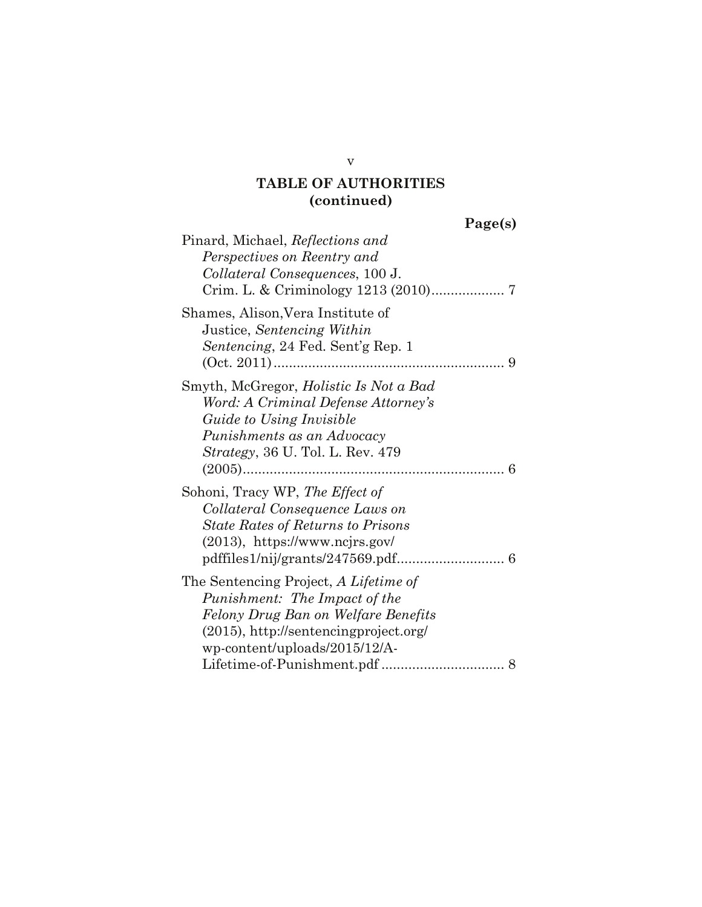## TABLE OF AUTHORITIES (continued)

**Page(s)**

Pinard, Michael, *Reflections and Perspectives on Reentry and Collateral Consequences*, 100 J. Crim. L. & Criminology 1213 (2010)................... 7

Shames, Alison,Vera Institute of Justice, *Sentencing Within Sentencing*, 24 Fed. Sent'g Rep. 1 (Oct. 2011)............................................................ 9

Smyth, McGregor, *Holistic Is Not a Bad Word: A Criminal Defense Attorney's Guide to Using Invisible Punishments as an Advocacy Strategy*, 36 U. Tol. L. Rev. 479 (2005).................................................................... 6

Sohoni, Tracy WP, *The Effect of Collateral Consequence Laws on State Rates of Returns to Prisons* (2013), https://www.ncjrs.gov/pdffiles1/nij/grants/247569.pdf............................ 6

The Sentencing Project, *A Lifetime of Punishment: The Impact of the Felony Drug Ban on Welfare Benefits* (2015), http://sentencingproject.org/wp-content/uploads/2015/12/A-Lifetime-of-Punishment.pdf ................................ 8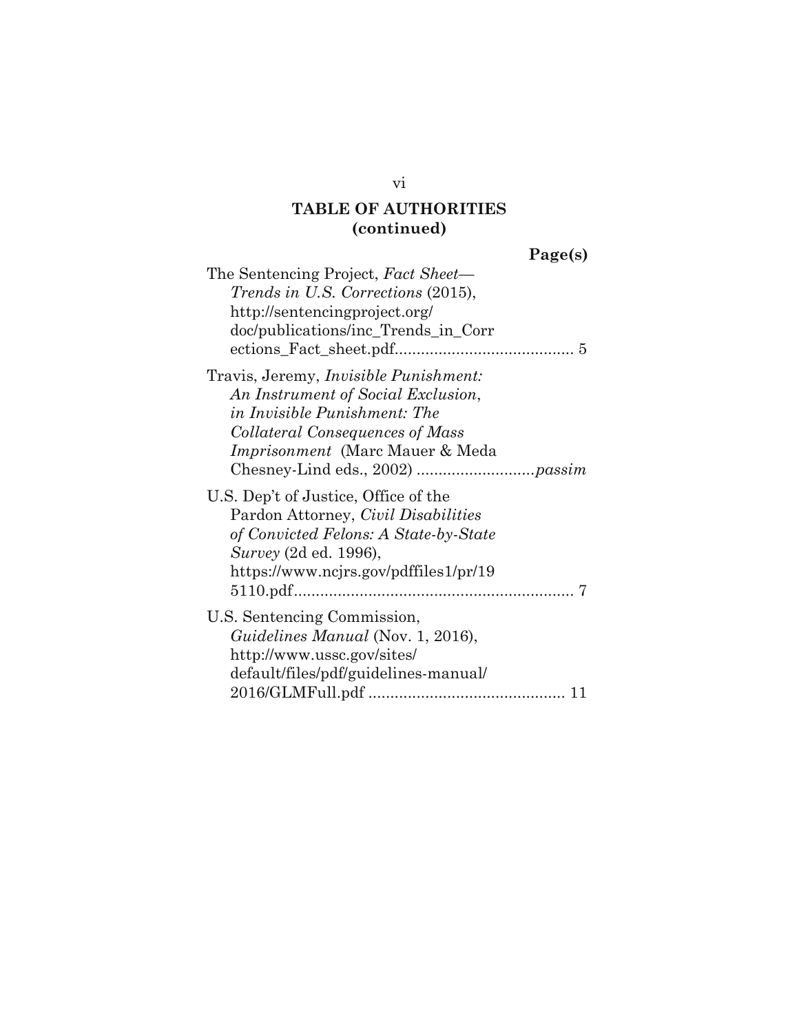## TABLE OF AUTHORITIES (continued)

**Page(s)**

The Sentencing Project, *Fact Sheet—Trends in U.S. Corrections* (2015), http://sentencingproject.org/doc/publications/inc_Trends_in_Corrections_Fact_sheet.pdf........................................ 5

Travis, Jeremy, *Invisible Punishment: An Instrument of Social Exclusion*, *in Invisible Punishment: The Collateral Consequences of Mass Imprisonment* (Marc Mauer & Meda Chesney-Lind eds., 2002) ...........................*passim*

U.S. Dep't of Justice, Office of the Pardon Attorney, *Civil Disabilities of Convicted Felons: A State-by-State Survey* (2d ed. 1996), https://www.ncjrs.gov/pdffiles1/pr/195110.pdf................................................................ 7

U.S. Sentencing Commission, *Guidelines Manual* (Nov. 1, 2016), http://www.ussc.gov/sites/default/files/pdf/guidelines-manual/2016/GLMFull.pdf ............................................ 11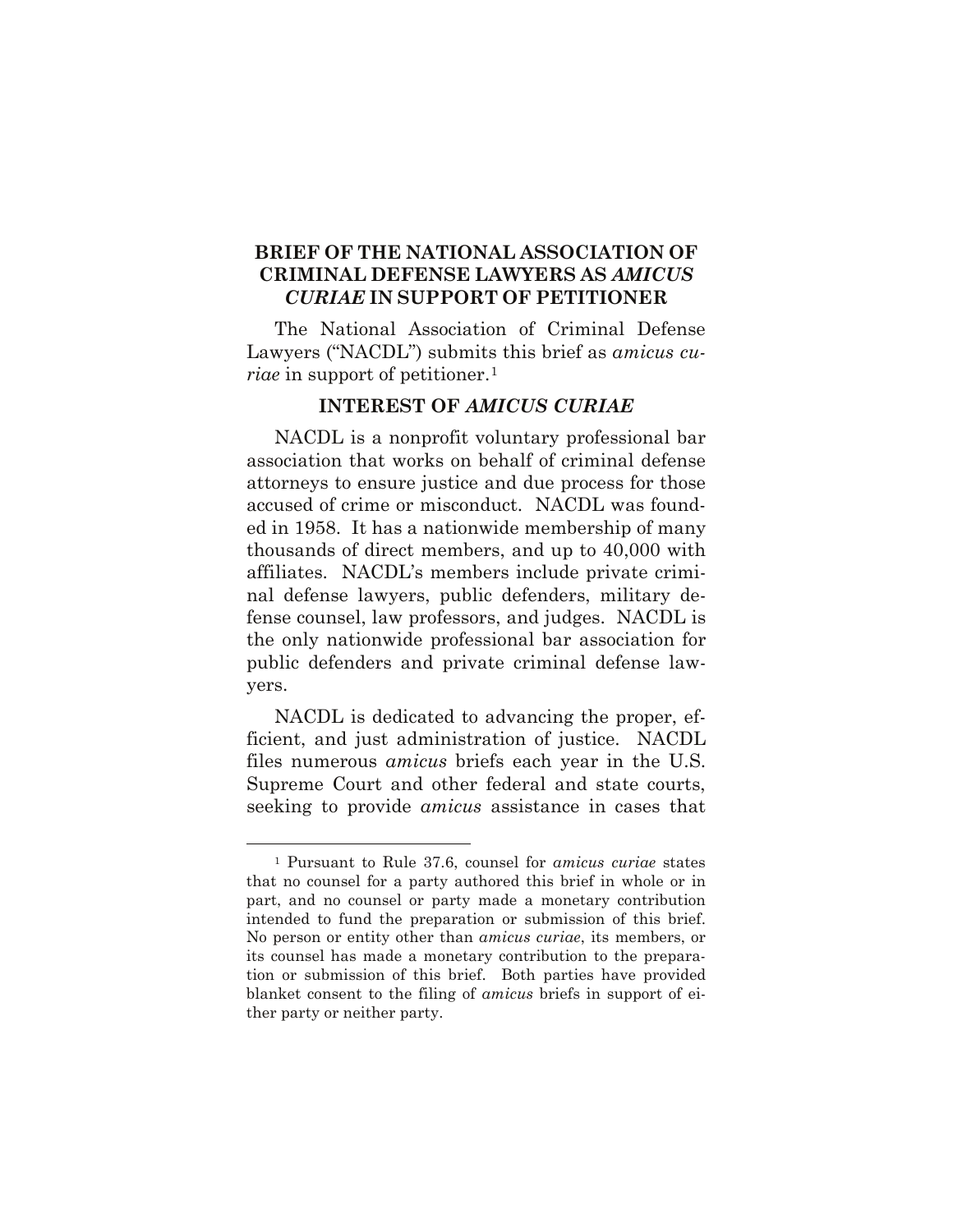## BRIEF OF THE NATIONAL ASSOCIATION OF CRIMINAL DEFENSE LAWYERS AS *AMICUS CURIAE* IN SUPPORT OF PETITIONER

The National Association of Criminal Defense Lawyers ("NACDL") submits this brief as *amicus curiae* in support of petitioner.[1]

### INTEREST OF *AMICUS CURIAE*

NACDL is a nonprofit voluntary professional bar association that works on behalf of criminal defense attorneys to ensure justice and due process for those accused of crime or misconduct. NACDL was founded in 1958. It has a nationwide membership of many thousands of direct members, and up to 40,000 with affiliates. NACDL's members include private criminal defense lawyers, public defenders, military defense counsel, law professors, and judges. NACDL is the only nationwide professional bar association for public defenders and private criminal defense lawyers.

NACDL is dedicated to advancing the proper, efficient, and just administration of justice. NACDL files numerous *amicus* briefs each year in the U.S. Supreme Court and other federal and state courts, seeking to provide *amicus* assistance in cases that

---

[1] Pursuant to Rule 37.6, counsel for *amicus curiae* states that no counsel for a party authored this brief in whole or in part, and no counsel or party made a monetary contribution intended to fund the preparation or submission of this brief. No person or entity other than *amicus curiae*, its members, or its counsel has made a monetary contribution to the preparation or submission of this brief. Both parties have provided blanket consent to the filing of *amicus* briefs in support of either party or neither party.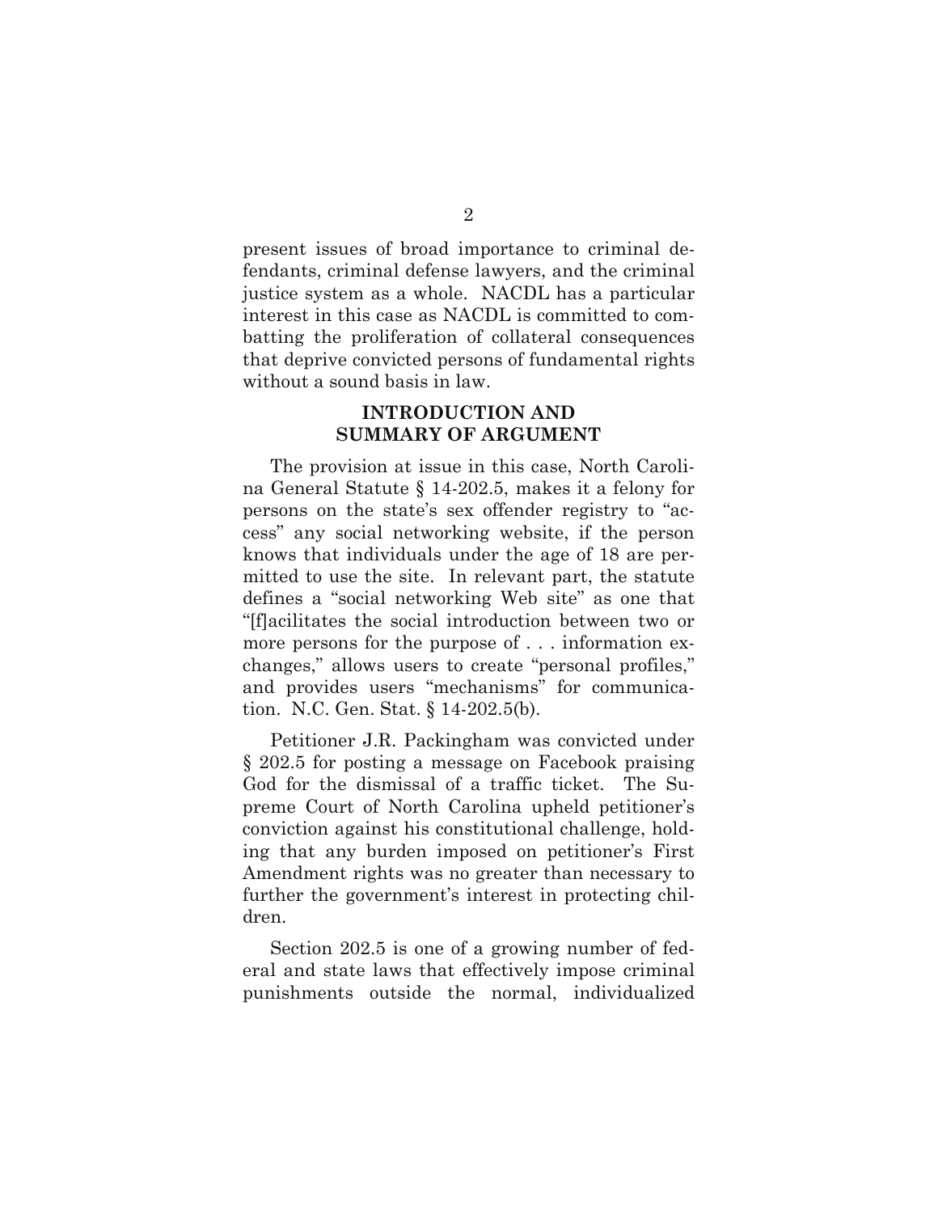present issues of broad importance to criminal defendants, criminal defense lawyers, and the criminal justice system as a whole. NACDL has a particular interest in this case as NACDL is committed to combatting the proliferation of collateral consequences that deprive convicted persons of fundamental rights without a sound basis in law.

## INTRODUCTION AND SUMMARY OF ARGUMENT

The provision at issue in this case, North Carolina General Statute § 14-202.5, makes it a felony for persons on the state's sex offender registry to "access" any social networking website, if the person knows that individuals under the age of 18 are permitted to use the site. In relevant part, the statute defines a "social networking Web site" as one that "[f]acilitates the social introduction between two or more persons for the purpose of . . . information exchanges," allows users to create "personal profiles," and provides users "mechanisms" for communication. N.C. Gen. Stat. § 14-202.5(b).

Petitioner J.R. Packingham was convicted under § 202.5 for posting a message on Facebook praising God for the dismissal of a traffic ticket. The Supreme Court of North Carolina upheld petitioner's conviction against his constitutional challenge, holding that any burden imposed on petitioner's First Amendment rights was no greater than necessary to further the government's interest in protecting children.

Section 202.5 is one of a growing number of federal and state laws that effectively impose criminal punishments outside the normal, individualized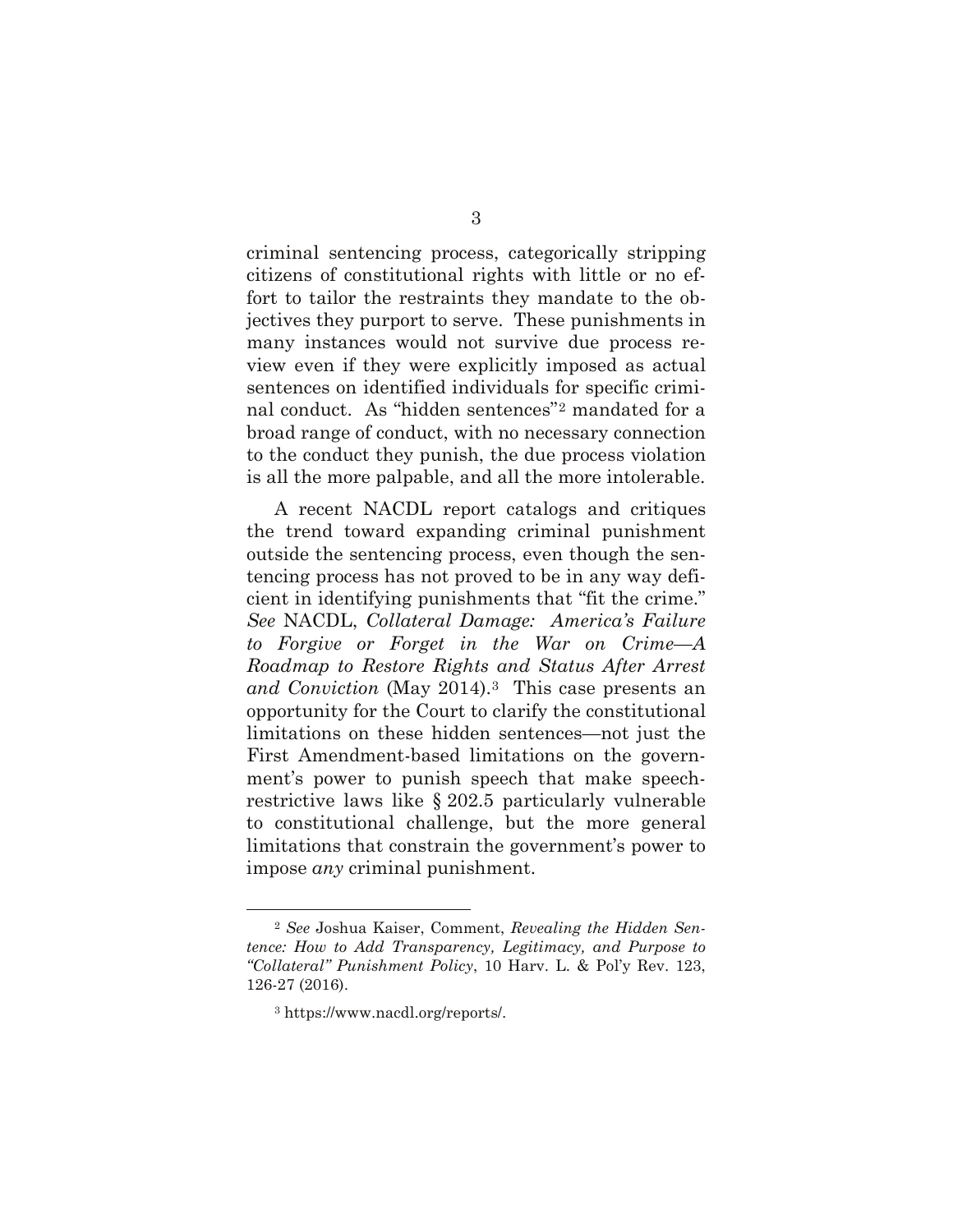criminal sentencing process, categorically stripping citizens of constitutional rights with little or no effort to tailor the restraints they mandate to the objectives they purport to serve. These punishments in many instances would not survive due process review even if they were explicitly imposed as actual sentences on identified individuals for specific criminal conduct. As "hidden sentences"[2] mandated for a broad range of conduct, with no necessary connection to the conduct they punish, the due process violation is all the more palpable, and all the more intolerable.

A recent NACDL report catalogs and critiques the trend toward expanding criminal punishment outside the sentencing process, even though the sentencing process has not proved to be in any way deficient in identifying punishments that "fit the crime." *See* NACDL, *Collateral Damage: America's Failure to Forgive or Forget in the War on Crime—A Roadmap to Restore Rights and Status After Arrest and Conviction* (May 2014).[3] This case presents an opportunity for the Court to clarify the constitutional limitations on these hidden sentences—not just the First Amendment-based limitations on the government's power to punish speech that make speech-restrictive laws like § 202.5 particularly vulnerable to constitutional challenge, but the more general limitations that constrain the government's power to impose *any* criminal punishment.

---

[2] *See* Joshua Kaiser, Comment, *Revealing the Hidden Sentence: How to Add Transparency, Legitimacy, and Purpose to "Collateral" Punishment Policy*, 10 Harv. L. & Pol'y Rev. 123, 126-27 (2016).

[3] https://www.nacdl.org/reports/.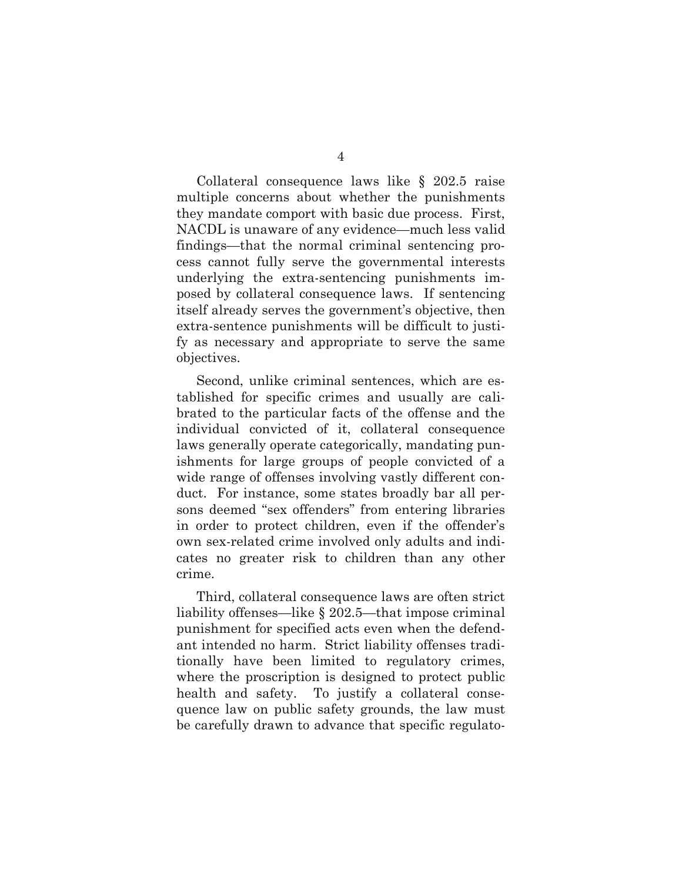Collateral consequence laws like § 202.5 raise multiple concerns about whether the punishments they mandate comport with basic due process. First, NACDL is unaware of any evidence—much less valid findings—that the normal criminal sentencing process cannot fully serve the governmental interests underlying the extra-sentencing punishments imposed by collateral consequence laws. If sentencing itself already serves the government's objective, then extra-sentence punishments will be difficult to justify as necessary and appropriate to serve the same objectives.

Second, unlike criminal sentences, which are established for specific crimes and usually are calibrated to the particular facts of the offense and the individual convicted of it, collateral consequence laws generally operate categorically, mandating punishments for large groups of people convicted of a wide range of offenses involving vastly different conduct. For instance, some states broadly bar all persons deemed "sex offenders" from entering libraries in order to protect children, even if the offender's own sex-related crime involved only adults and indicates no greater risk to children than any other crime.

Third, collateral consequence laws are often strict liability offenses—like § 202.5—that impose criminal punishment for specified acts even when the defendant intended no harm. Strict liability offenses traditionally have been limited to regulatory crimes, where the proscription is designed to protect public health and safety. To justify a collateral consequence law on public safety grounds, the law must be carefully drawn to advance that specific regulato-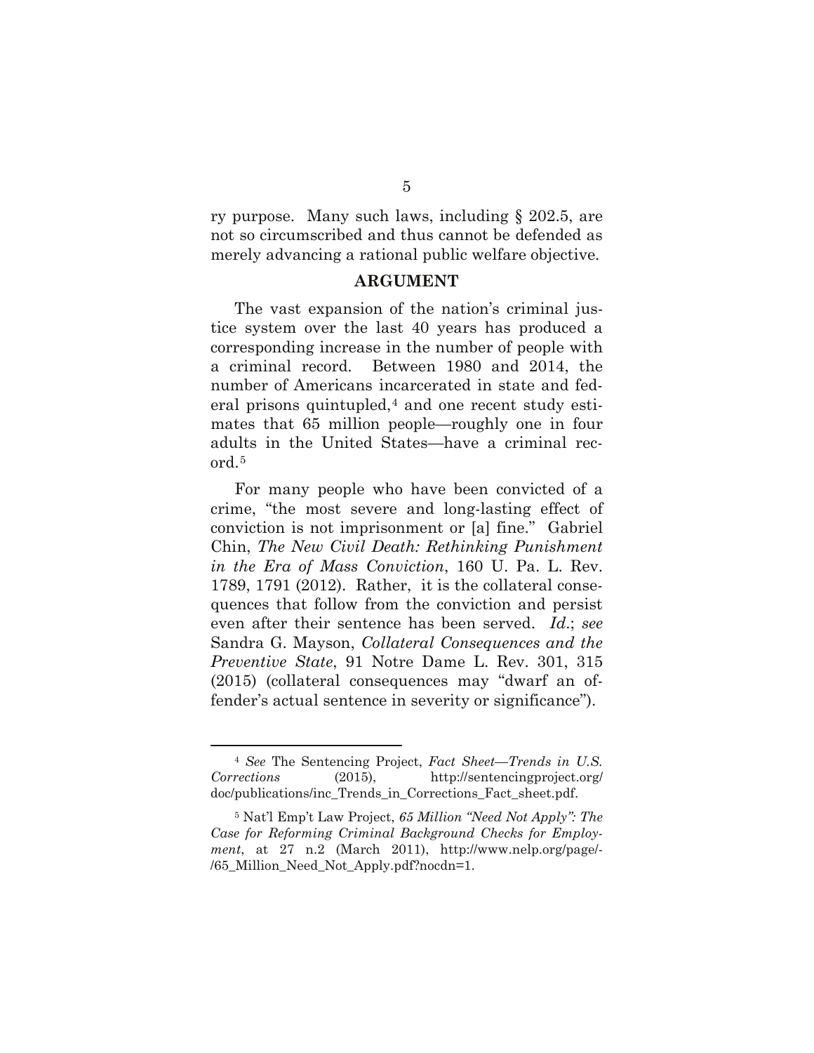ry purpose. Many such laws, including § 202.5, are not so circumscribed and thus cannot be defended as merely advancing a rational public welfare objective.

## ARGUMENT

The vast expansion of the nation's criminal justice system over the last 40 years has produced a corresponding increase in the number of people with a criminal record. Between 1980 and 2014, the number of Americans incarcerated in state and federal prisons quintupled,[4] and one recent study estimates that 65 million people—roughly one in four adults in the United States—have a criminal record.[5]

For many people who have been convicted of a crime, "the most severe and long-lasting effect of conviction is not imprisonment or [a] fine." Gabriel Chin, *The New Civil Death: Rethinking Punishment in the Era of Mass Conviction*, 160 U. Pa. L. Rev. 1789, 1791 (2012). Rather, it is the collateral consequences that follow from the conviction and persist even after their sentence has been served. *Id*.; *see* Sandra G. Mayson, *Collateral Consequences and the Preventive State*, 91 Notre Dame L. Rev. 301, 315 (2015) (collateral consequences may "dwarf an offender's actual sentence in severity or significance").

---

[4] *See* The Sentencing Project, *Fact Sheet—Trends in U.S. Corrections* (2015), http://sentencingproject.org/doc/publications/inc_Trends_in_Corrections_Fact_sheet.pdf.

[5] Nat'l Emp't Law Project, *65 Million "Need Not Apply": The Case for Reforming Criminal Background Checks for Employment*, at 27 n.2 (March 2011), http://www.nelp.org/page/-/65_Million_Need_Not_Apply.pdf?nocdn=1.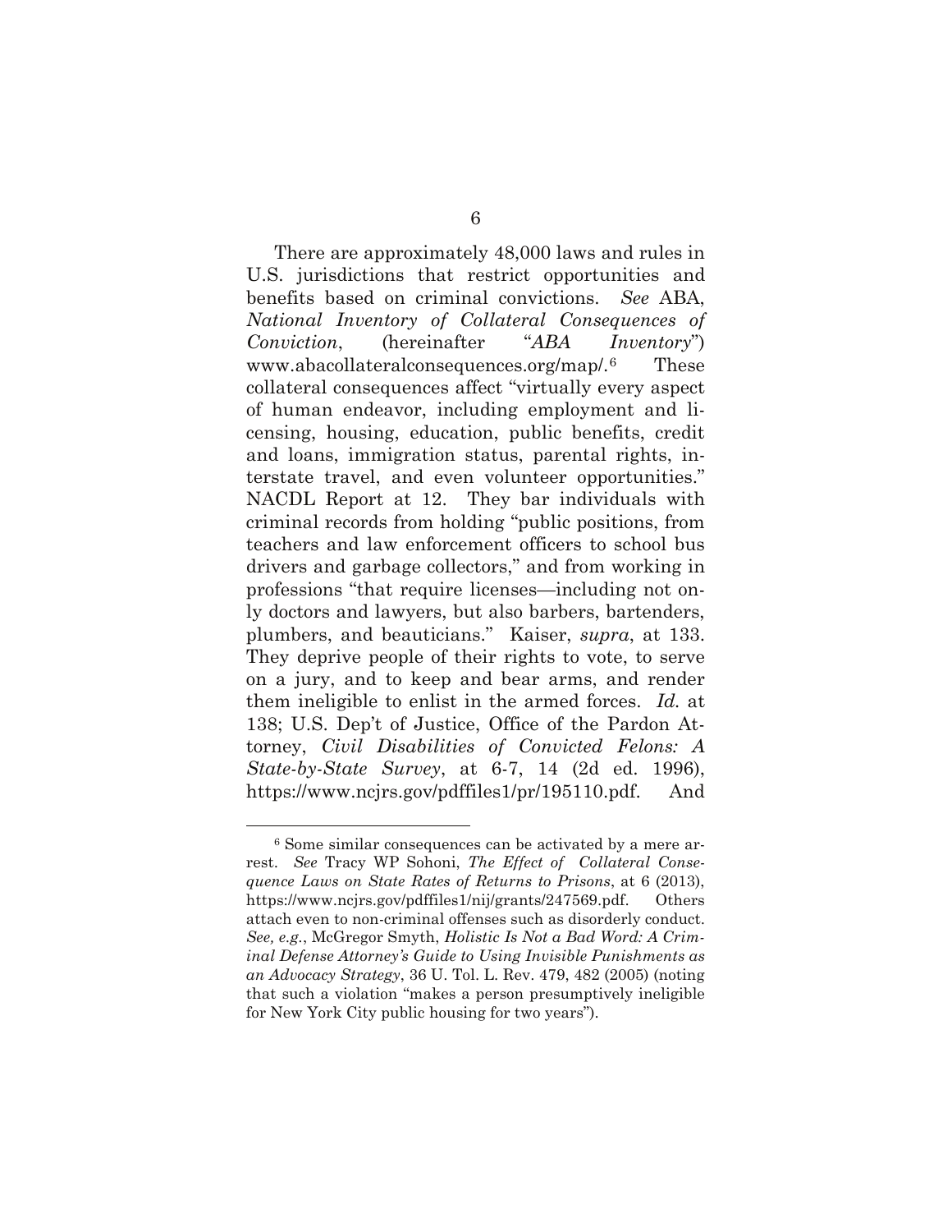There are approximately 48,000 laws and rules in U.S. jurisdictions that restrict opportunities and benefits based on criminal convictions. *See* ABA, *National Inventory of Collateral Consequences of Conviction*, (hereinafter "*ABA Inventory*") www.abacollateralconsequences.org/map/.[6] These collateral consequences affect "virtually every aspect of human endeavor, including employment and licensing, housing, education, public benefits, credit and loans, immigration status, parental rights, interstate travel, and even volunteer opportunities." NACDL Report at 12. They bar individuals with criminal records from holding "public positions, from teachers and law enforcement officers to school bus drivers and garbage collectors," and from working in professions "that require licenses—including not only doctors and lawyers, but also barbers, bartenders, plumbers, and beauticians." Kaiser, *supra*, at 133. They deprive people of their rights to vote, to serve on a jury, and to keep and bear arms, and render them ineligible to enlist in the armed forces. *Id.* at 138; U.S. Dep't of Justice, Office of the Pardon Attorney, *Civil Disabilities of Convicted Felons: A State-by-State Survey*, at 6-7, 14 (2d ed. 1996), https://www.ncjrs.gov/pdffiles1/pr/195110.pdf. And

---

[6] Some similar consequences can be activated by a mere arrest. *See* Tracy WP Sohoni, *The Effect of Collateral Consequence Laws on State Rates of Returns to Prisons*, at 6 (2013), https://www.ncjrs.gov/pdffiles1/nij/grants/247569.pdf. Others attach even to non-criminal offenses such as disorderly conduct. *See, e.g.*, McGregor Smyth, *Holistic Is Not a Bad Word: A Criminal Defense Attorney's Guide to Using Invisible Punishments as an Advocacy Strategy*, 36 U. Tol. L. Rev. 479, 482 (2005) (noting that such a violation "makes a person presumptively ineligible for New York City public housing for two years").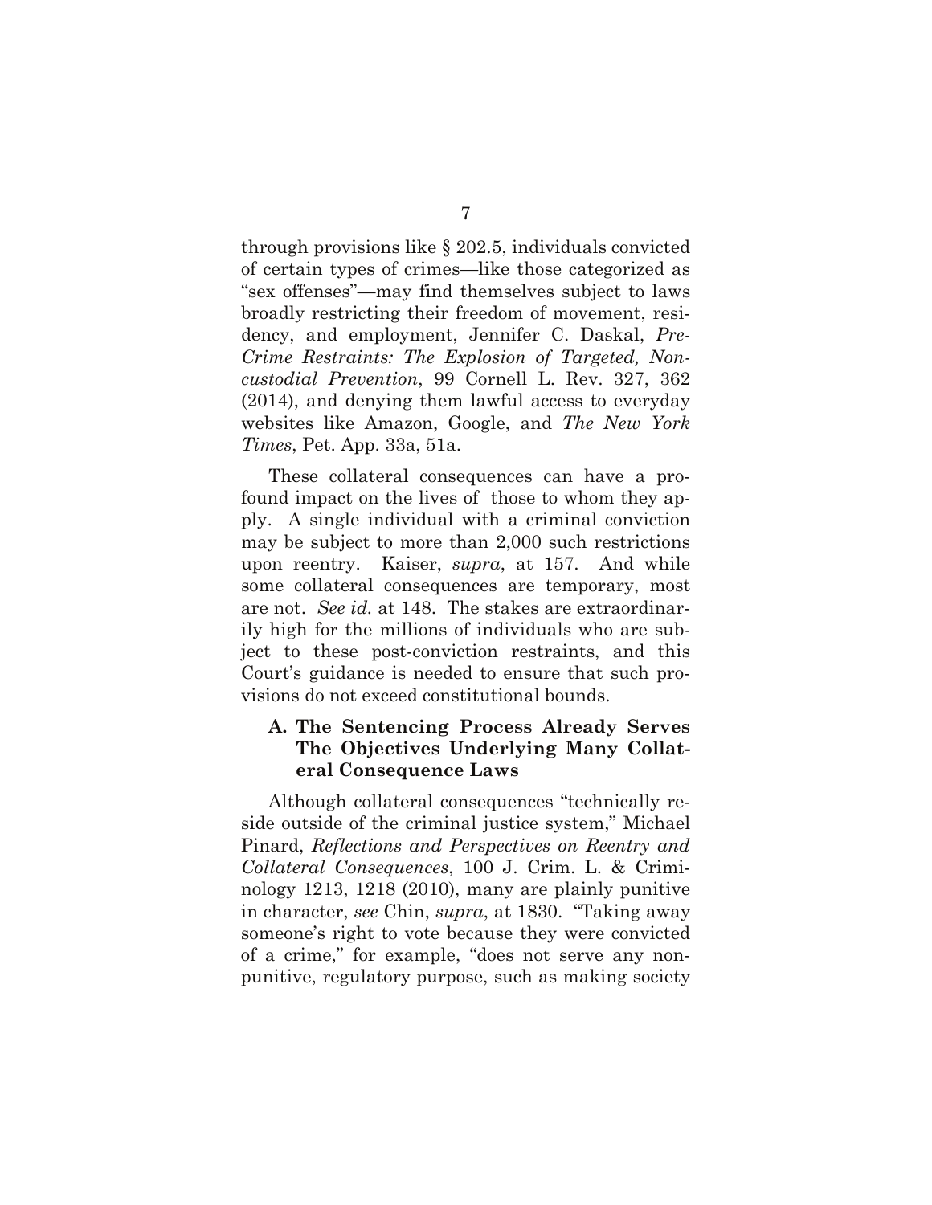through provisions like § 202.5, individuals convicted of certain types of crimes—like those categorized as "sex offenses"—may find themselves subject to laws broadly restricting their freedom of movement, residency, and employment, Jennifer C. Daskal, *Pre-Crime Restraints: The Explosion of Targeted, Non-custodial Prevention*, 99 Cornell L. Rev. 327, 362 (2014), and denying them lawful access to everyday websites like Amazon, Google, and *The New York Times*, Pet. App. 33a, 51a.

These collateral consequences can have a profound impact on the lives of those to whom they apply. A single individual with a criminal conviction may be subject to more than 2,000 such restrictions upon reentry. Kaiser, *supra*, at 157. And while some collateral consequences are temporary, most are not. *See id.* at 148. The stakes are extraordinarily high for the millions of individuals who are subject to these post-conviction restraints, and this Court's guidance is needed to ensure that such provisions do not exceed constitutional bounds.

### A. The Sentencing Process Already Serves The Objectives Underlying Many Collateral Consequence Laws

Although collateral consequences "technically reside outside of the criminal justice system," Michael Pinard, *Reflections and Perspectives on Reentry and Collateral Consequences*, 100 J. Crim. L. & Criminology 1213, 1218 (2010), many are plainly punitive in character, *see* Chin, *supra*, at 1830. "Taking away someone's right to vote because they were convicted of a crime," for example, "does not serve any non-punitive, regulatory purpose, such as making society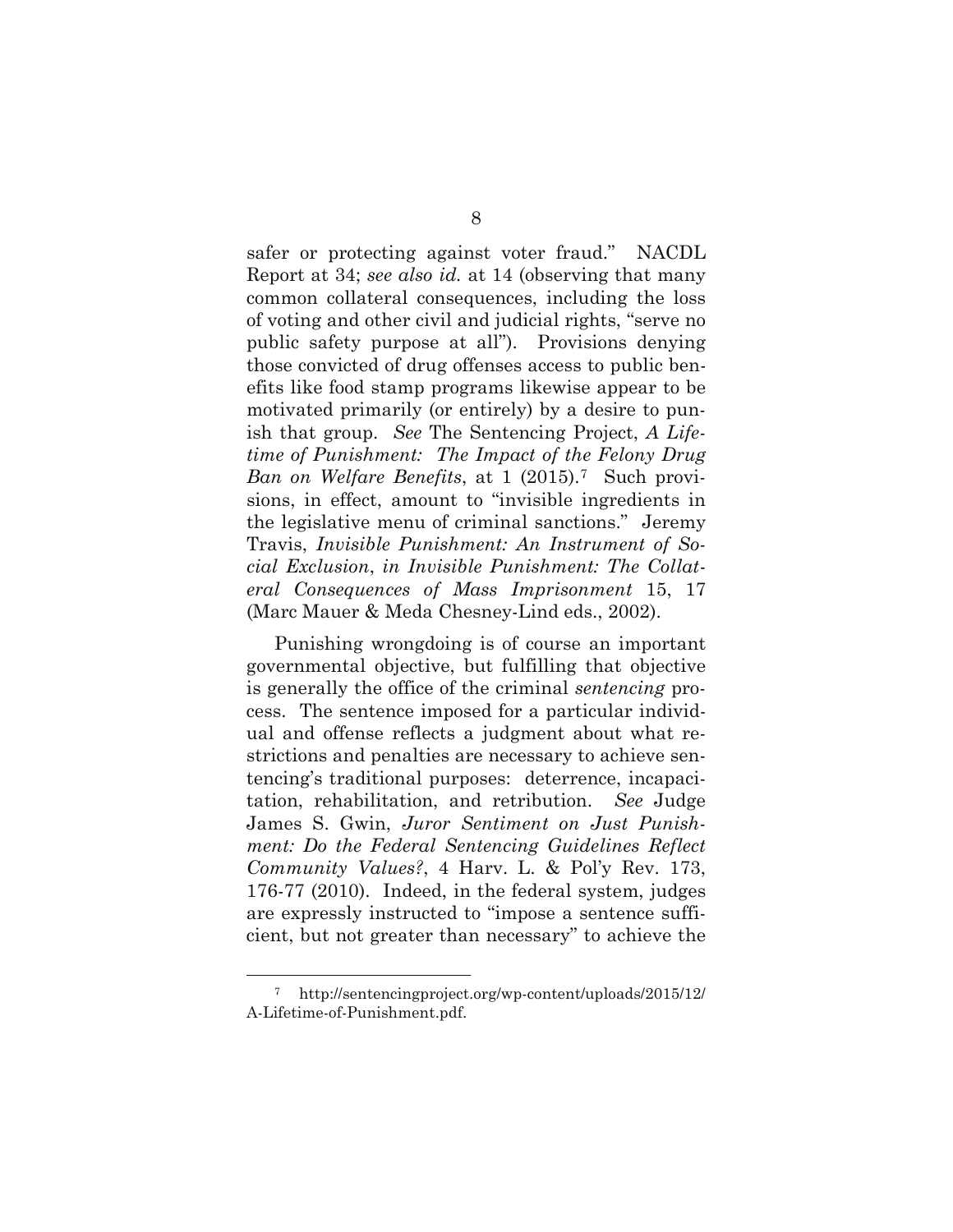safer or protecting against voter fraud." NACDL Report at 34; *see also id.* at 14 (observing that many common collateral consequences, including the loss of voting and other civil and judicial rights, "serve no public safety purpose at all"). Provisions denying those convicted of drug offenses access to public benefits like food stamp programs likewise appear to be motivated primarily (or entirely) by a desire to punish that group. *See* The Sentencing Project, *A Lifetime of Punishment: The Impact of the Felony Drug Ban on Welfare Benefits*, at 1 (2015).[7] Such provisions, in effect, amount to "invisible ingredients in the legislative menu of criminal sanctions." Jeremy Travis, *Invisible Punishment: An Instrument of Social Exclusion*, *in Invisible Punishment: The Collateral Consequences of Mass Imprisonment* 15, 17 (Marc Mauer & Meda Chesney-Lind eds., 2002).

Punishing wrongdoing is of course an important governmental objective, but fulfilling that objective is generally the office of the criminal *sentencing* process. The sentence imposed for a particular individual and offense reflects a judgment about what restrictions and penalties are necessary to achieve sentencing's traditional purposes: deterrence, incapacitation, rehabilitation, and retribution. *See* Judge James S. Gwin, *Juror Sentiment on Just Punishment: Do the Federal Sentencing Guidelines Reflect Community Values?*, 4 Harv. L. & Pol'y Rev. 173, 176-77 (2010). Indeed, in the federal system, judges are expressly instructed to "impose a sentence sufficient, but not greater than necessary" to achieve the

---

[7] http://sentencingproject.org/wp-content/uploads/2015/12/A-Lifetime-of-Punishment.pdf.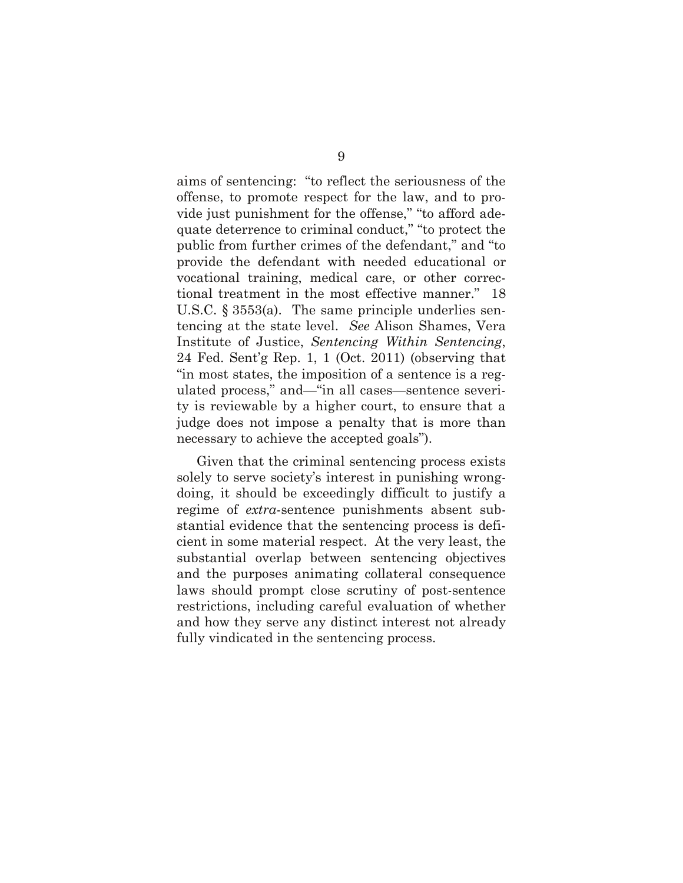aims of sentencing: "to reflect the seriousness of the offense, to promote respect for the law, and to provide just punishment for the offense," "to afford adequate deterrence to criminal conduct," "to protect the public from further crimes of the defendant," and "to provide the defendant with needed educational or vocational training, medical care, or other correctional treatment in the most effective manner." 18 U.S.C. § 3553(a). The same principle underlies sentencing at the state level. *See* Alison Shames, Vera Institute of Justice, *Sentencing Within Sentencing*, 24 Fed. Sent'g Rep. 1, 1 (Oct. 2011) (observing that "in most states, the imposition of a sentence is a regulated process," and—"in all cases—sentence severity is reviewable by a higher court, to ensure that a judge does not impose a penalty that is more than necessary to achieve the accepted goals").

Given that the criminal sentencing process exists solely to serve society's interest in punishing wrongdoing, it should be exceedingly difficult to justify a regime of *extra*-sentence punishments absent substantial evidence that the sentencing process is deficient in some material respect. At the very least, the substantial overlap between sentencing objectives and the purposes animating collateral consequence laws should prompt close scrutiny of post-sentence restrictions, including careful evaluation of whether and how they serve any distinct interest not already fully vindicated in the sentencing process.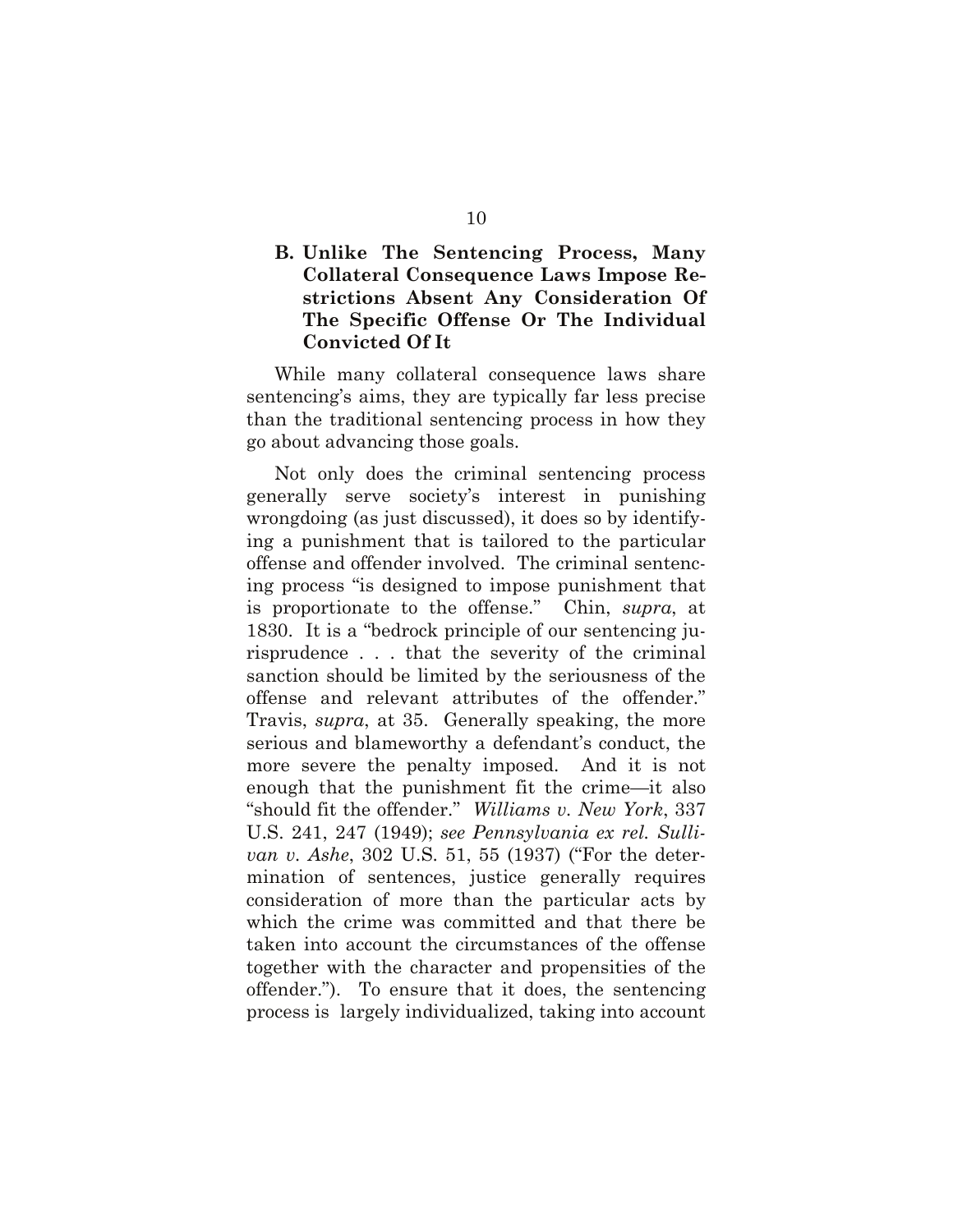### B. Unlike The Sentencing Process, Many Collateral Consequence Laws Impose Restrictions Absent Any Consideration Of The Specific Offense Or The Individual Convicted Of It

While many collateral consequence laws share sentencing's aims, they are typically far less precise than the traditional sentencing process in how they go about advancing those goals.

Not only does the criminal sentencing process generally serve society's interest in punishing wrongdoing (as just discussed), it does so by identifying a punishment that is tailored to the particular offense and offender involved. The criminal sentencing process "is designed to impose punishment that is proportionate to the offense." Chin, *supra*, at 1830. It is a "bedrock principle of our sentencing jurisprudence . . . that the severity of the criminal sanction should be limited by the seriousness of the offense and relevant attributes of the offender." Travis, *supra*, at 35. Generally speaking, the more serious and blameworthy a defendant's conduct, the more severe the penalty imposed. And it is not enough that the punishment fit the crime—it also "should fit the offender." *Williams v. New York*, 337 U.S. 241, 247 (1949); *see Pennsylvania ex rel. Sullivan v. Ashe*, 302 U.S. 51, 55 (1937) ("For the determination of sentences, justice generally requires consideration of more than the particular acts by which the crime was committed and that there be taken into account the circumstances of the offense together with the character and propensities of the offender."). To ensure that it does, the sentencing process is largely individualized, taking into account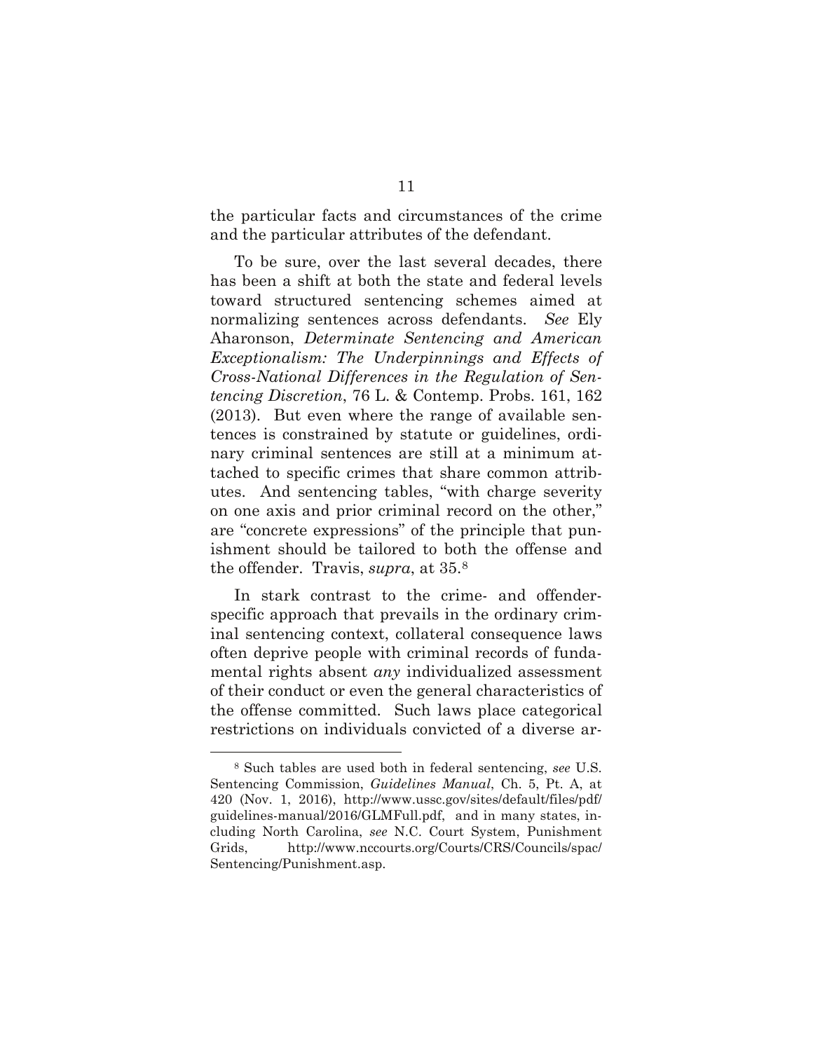the particular facts and circumstances of the crime and the particular attributes of the defendant.

To be sure, over the last several decades, there has been a shift at both the state and federal levels toward structured sentencing schemes aimed at normalizing sentences across defendants. *See* Ely Aharonson, *Determinate Sentencing and American Exceptionalism: The Underpinnings and Effects of Cross-National Differences in the Regulation of Sentencing Discretion*, 76 L. & Contemp. Probs. 161, 162 (2013). But even where the range of available sentences is constrained by statute or guidelines, ordinary criminal sentences are still at a minimum attached to specific crimes that share common attributes. And sentencing tables, "with charge severity on one axis and prior criminal record on the other," are "concrete expressions" of the principle that punishment should be tailored to both the offense and the offender. Travis, *supra*, at 35.[8]

In stark contrast to the crime- and offender-specific approach that prevails in the ordinary criminal sentencing context, collateral consequence laws often deprive people with criminal records of fundamental rights absent *any* individualized assessment of their conduct or even the general characteristics of the offense committed. Such laws place categorical restrictions on individuals convicted of a diverse ar-

---

[8] Such tables are used both in federal sentencing, *see* U.S. Sentencing Commission, *Guidelines Manual*, Ch. 5, Pt. A, at 420 (Nov. 1, 2016), http://www.ussc.gov/sites/default/files/pdf/guidelines-manual/2016/GLMFull.pdf, and in many states, including North Carolina, *see* N.C. Court System, Punishment Grids, http://www.nccourts.org/Courts/CRS/Councils/spac/Sentencing/Punishment.asp.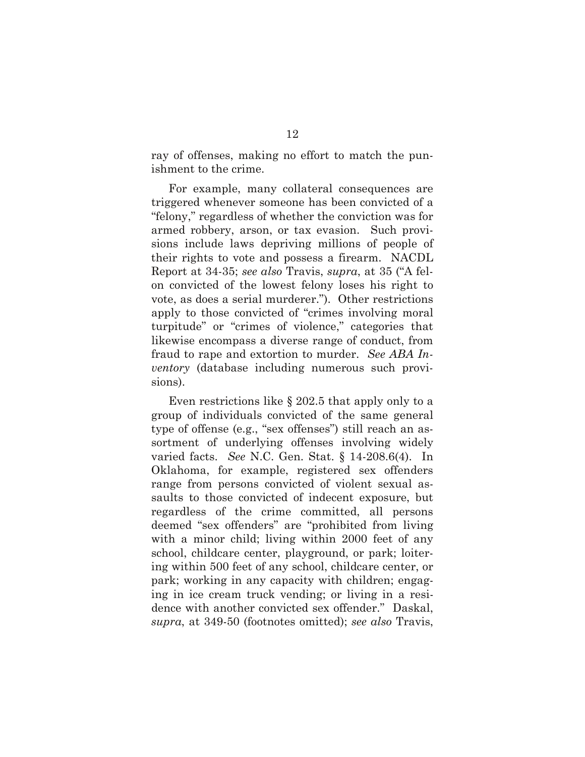ray of offenses, making no effort to match the punishment to the crime.

For example, many collateral consequences are triggered whenever someone has been convicted of a "felony," regardless of whether the conviction was for armed robbery, arson, or tax evasion. Such provisions include laws depriving millions of people of their rights to vote and possess a firearm. NACDL Report at 34-35; *see also* Travis, *supra*, at 35 ("A felon convicted of the lowest felony loses his right to vote, as does a serial murderer."). Other restrictions apply to those convicted of "crimes involving moral turpitude" or "crimes of violence," categories that likewise encompass a diverse range of conduct, from fraud to rape and extortion to murder. *See ABA Inventory* (database including numerous such provisions).

Even restrictions like § 202.5 that apply only to a group of individuals convicted of the same general type of offense (e.g., "sex offenses") still reach an assortment of underlying offenses involving widely varied facts. *See* N.C. Gen. Stat. § 14-208.6(4). In Oklahoma, for example, registered sex offenders range from persons convicted of violent sexual assaults to those convicted of indecent exposure, but regardless of the crime committed, all persons deemed "sex offenders" are "prohibited from living with a minor child; living within 2000 feet of any school, childcare center, playground, or park; loitering within 500 feet of any school, childcare center, or park; working in any capacity with children; engaging in ice cream truck vending; or living in a residence with another convicted sex offender." Daskal, *supra*, at 349-50 (footnotes omitted); *see also* Travis,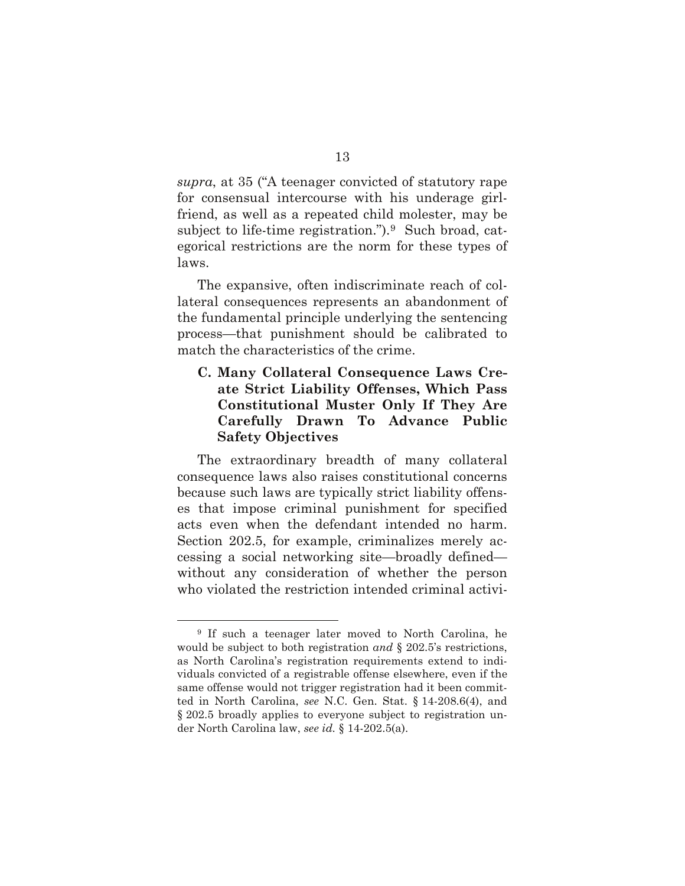*supra*, at 35 ("A teenager convicted of statutory rape for consensual intercourse with his underage girlfriend, as well as a repeated child molester, may be subject to life-time registration.").[9] Such broad, categorical restrictions are the norm for these types of laws.

The expansive, often indiscriminate reach of collateral consequences represents an abandonment of the fundamental principle underlying the sentencing process—that punishment should be calibrated to match the characteristics of the crime.

### C. Many Collateral Consequence Laws Create Strict Liability Offenses, Which Pass Constitutional Muster Only If They Are Carefully Drawn To Advance Public Safety Objectives

The extraordinary breadth of many collateral consequence laws also raises constitutional concerns because such laws are typically strict liability offenses that impose criminal punishment for specified acts even when the defendant intended no harm. Section 202.5, for example, criminalizes merely accessing a social networking site—broadly defined—without any consideration of whether the person who violated the restriction intended criminal activi-

---

[9] If such a teenager later moved to North Carolina, he would be subject to both registration *and* § 202.5's restrictions, as North Carolina's registration requirements extend to individuals convicted of a registrable offense elsewhere, even if the same offense would not trigger registration had it been committed in North Carolina, *see* N.C. Gen. Stat. § 14-208.6(4), and § 202.5 broadly applies to everyone subject to registration under North Carolina law, *see id.* § 14-202.5(a).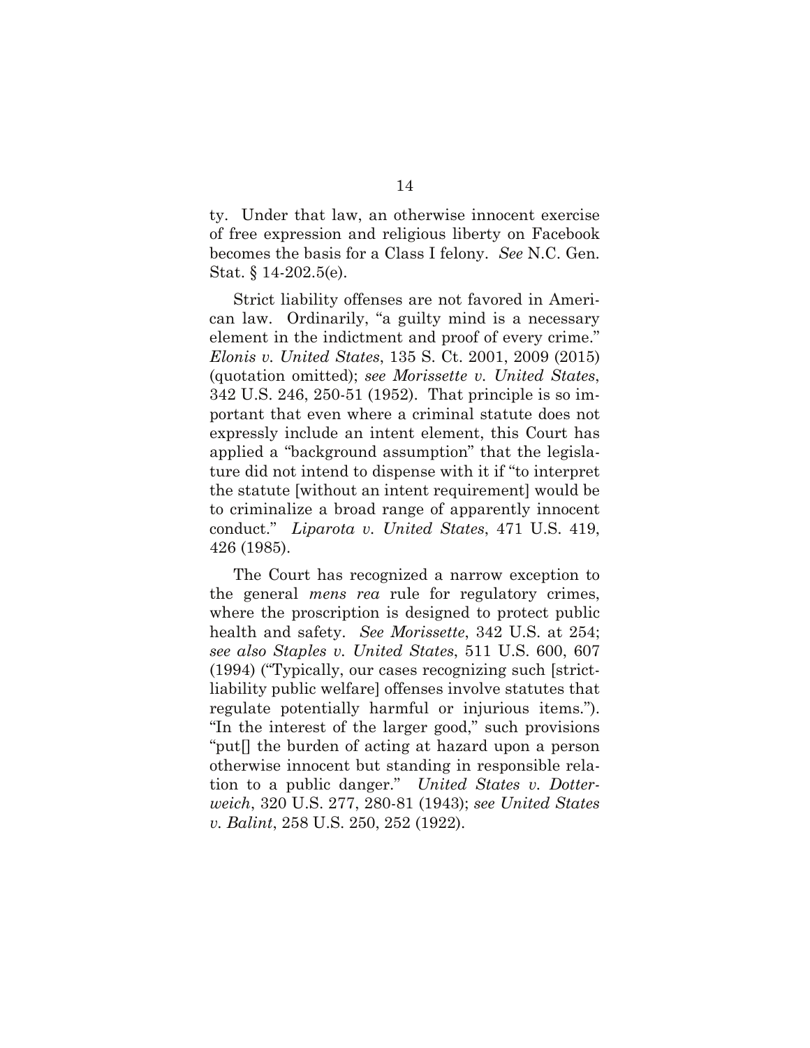ty. Under that law, an otherwise innocent exercise of free expression and religious liberty on Facebook becomes the basis for a Class I felony. *See* N.C. Gen. Stat. § 14-202.5(e).

Strict liability offenses are not favored in American law. Ordinarily, "a guilty mind is a necessary element in the indictment and proof of every crime." *Elonis v. United States*, 135 S. Ct. 2001, 2009 (2015) (quotation omitted); *see Morissette v. United States*, 342 U.S. 246, 250-51 (1952). That principle is so important that even where a criminal statute does not expressly include an intent element, this Court has applied a "background assumption" that the legislature did not intend to dispense with it if "to interpret the statute [without an intent requirement] would be to criminalize a broad range of apparently innocent conduct." *Liparota v. United States*, 471 U.S. 419, 426 (1985).

The Court has recognized a narrow exception to the general *mens rea* rule for regulatory crimes, where the proscription is designed to protect public health and safety. *See Morissette*, 342 U.S. at 254; *see also Staples v. United States*, 511 U.S. 600, 607 (1994) ("Typically, our cases recognizing such [strict-liability public welfare] offenses involve statutes that regulate potentially harmful or injurious items."). "In the interest of the larger good," such provisions "put[] the burden of acting at hazard upon a person otherwise innocent but standing in responsible relation to a public danger." *United States v. Dotterweich*, 320 U.S. 277, 280-81 (1943); *see United States v. Balint*, 258 U.S. 250, 252 (1922).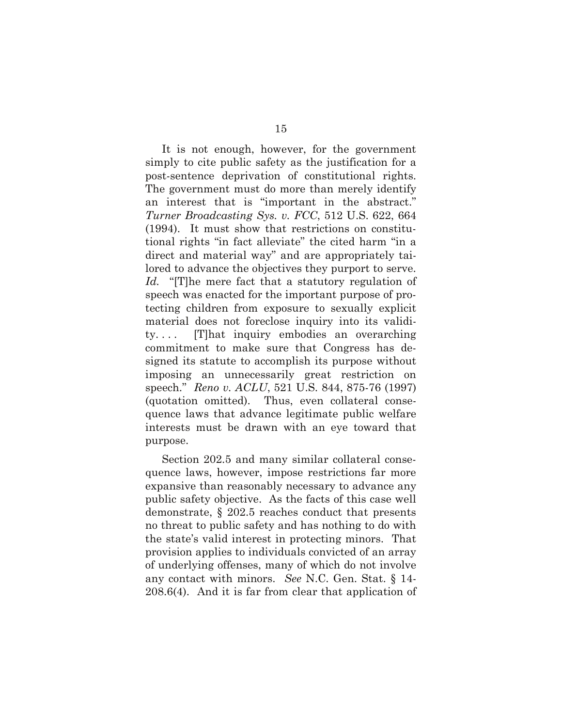It is not enough, however, for the government simply to cite public safety as the justification for a post-sentence deprivation of constitutional rights. The government must do more than merely identify an interest that is "important in the abstract." *Turner Broadcasting Sys. v. FCC*, 512 U.S. 622, 664 (1994). It must show that restrictions on constitutional rights "in fact alleviate" the cited harm "in a direct and material way" and are appropriately tailored to advance the objectives they purport to serve. *Id.* "[T]he mere fact that a statutory regulation of speech was enacted for the important purpose of protecting children from exposure to sexually explicit material does not foreclose inquiry into its validity. . . . [T]hat inquiry embodies an overarching commitment to make sure that Congress has designed its statute to accomplish its purpose without imposing an unnecessarily great restriction on speech." *Reno v. ACLU*, 521 U.S. 844, 875-76 (1997) (quotation omitted). Thus, even collateral consequence laws that advance legitimate public welfare interests must be drawn with an eye toward that purpose.

Section 202.5 and many similar collateral consequence laws, however, impose restrictions far more expansive than reasonably necessary to advance any public safety objective. As the facts of this case well demonstrate, § 202.5 reaches conduct that presents no threat to public safety and has nothing to do with the state's valid interest in protecting minors. That provision applies to individuals convicted of an array of underlying offenses, many of which do not involve any contact with minors. *See* N.C. Gen. Stat. § 14-208.6(4). And it is far from clear that application of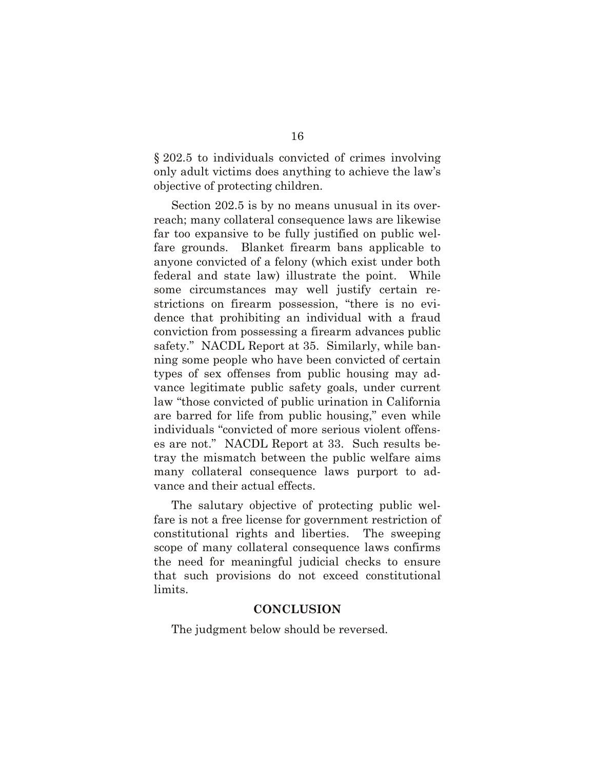§ 202.5 to individuals convicted of crimes involving only adult victims does anything to achieve the law's objective of protecting children.

Section 202.5 is by no means unusual in its overreach; many collateral consequence laws are likewise far too expansive to be fully justified on public welfare grounds. Blanket firearm bans applicable to anyone convicted of a felony (which exist under both federal and state law) illustrate the point. While some circumstances may well justify certain restrictions on firearm possession, "there is no evidence that prohibiting an individual with a fraud conviction from possessing a firearm advances public safety." NACDL Report at 35. Similarly, while banning some people who have been convicted of certain types of sex offenses from public housing may advance legitimate public safety goals, under current law "those convicted of public urination in California are barred for life from public housing," even while individuals "convicted of more serious violent offenses are not." NACDL Report at 33. Such results betray the mismatch between the public welfare aims many collateral consequence laws purport to advance and their actual effects.

The salutary objective of protecting public welfare is not a free license for government restriction of constitutional rights and liberties. The sweeping scope of many collateral consequence laws confirms the need for meaningful judicial checks to ensure that such provisions do not exceed constitutional limits.

## CONCLUSION

The judgment below should be reversed.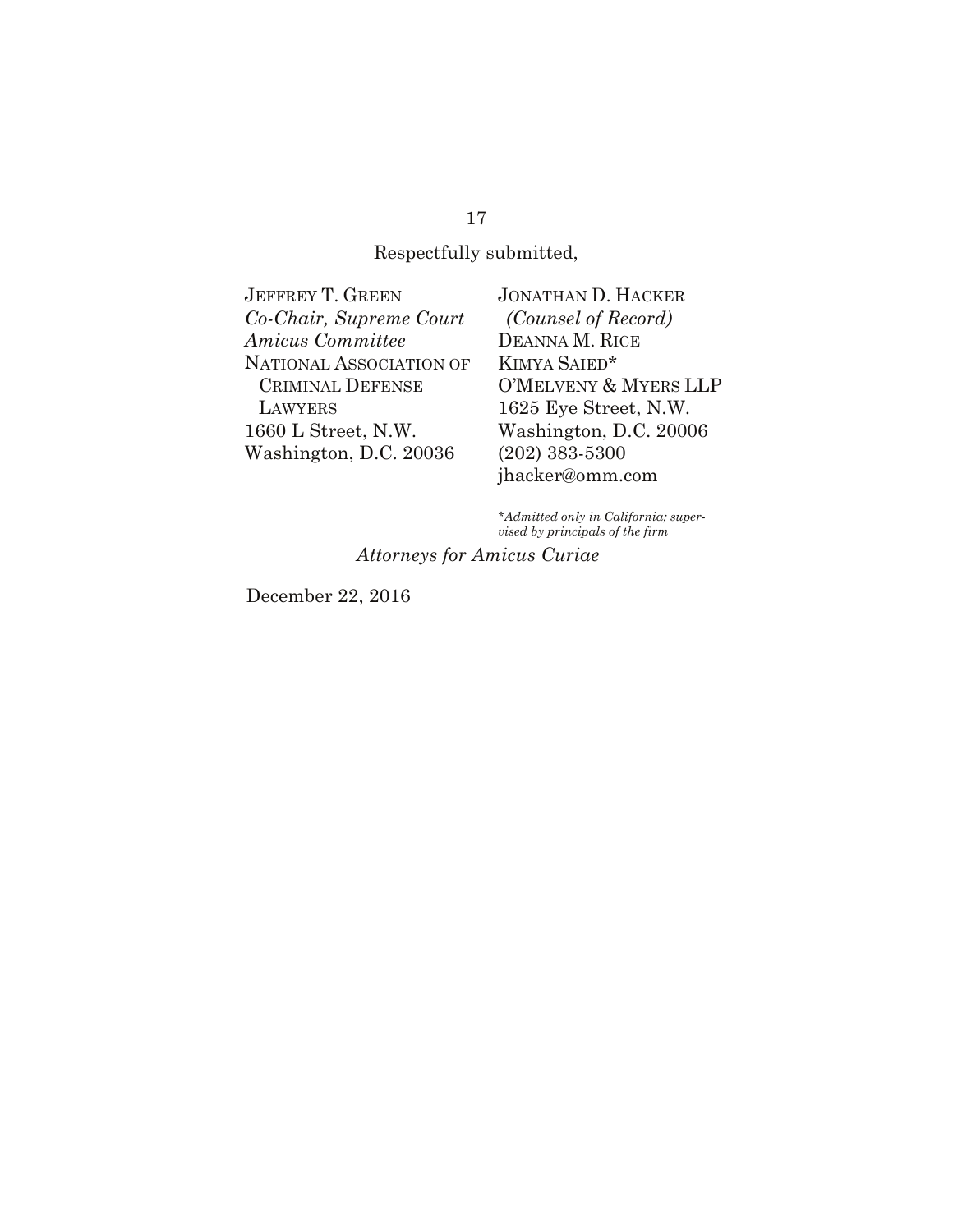Respectfully submitted,

JEFFREY T. GREEN
*Co-Chair, Supreme Court Amicus Committee*
NATIONAL ASSOCIATION OF CRIMINAL DEFENSE LAWYERS
1660 L Street, N.W.
Washington, D.C. 20036

JONATHAN D. HACKER
*(Counsel of Record)*
DEANNA M. RICE
KIMYA SAIED*
O'MELVENY & MYERS LLP
1625 Eye Street, N.W.
Washington, D.C. 20006
(202) 383-5300
jhacker@omm.com

**Admitted only in California; supervised by principals of the firm*

*Attorneys for Amicus Curiae*

December 22, 2016